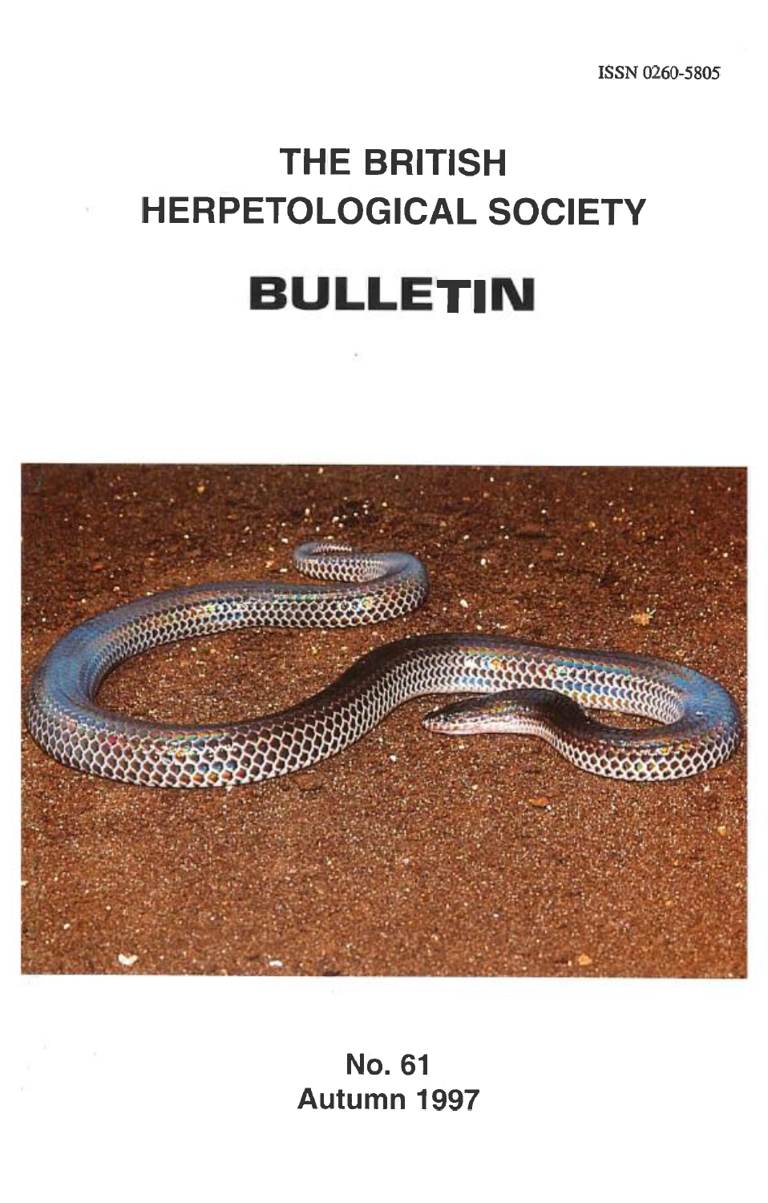ISSN 0260-5805

# THE BRITISH HERPETOLOGICAL SOCIETY

# BULLETIN

**No. 61**
**Autumn 1997**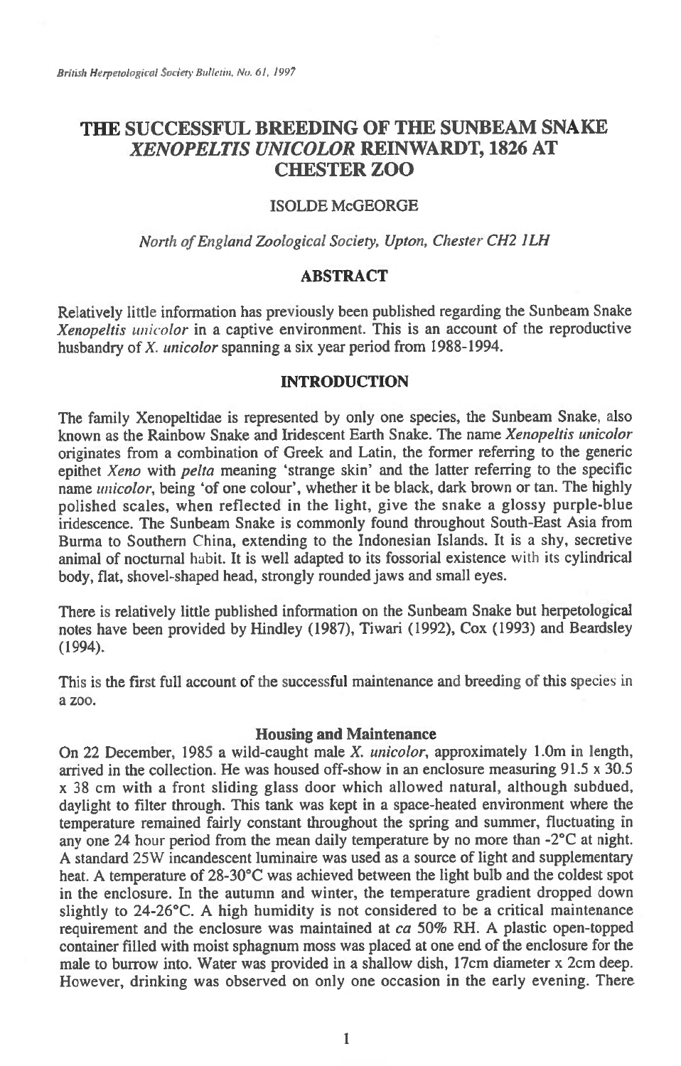# THE SUCCESSFUL BREEDING OF THE SUNBEAM SNAKE *XENOPELTIS UNICOLOR* REINWARDT, 1826 AT CHESTER ZOO

ISOLDE McGEORGE

*North of England Zoological Society, Upton, Chester CH2 1LH*

## ABSTRACT

Relatively little information has previously been published regarding the Sunbeam Snake *Xenopeltis unicolor* in a captive environment. This is an account of the reproductive husbandry of *X. unicolor* spanning a six year period from 1988-1994.

## INTRODUCTION

The family Xenopeltidae is represented by only one species, the Sunbeam Snake, also known as the Rainbow Snake and Iridescent Earth Snake. The name *Xenopeltis unicolor* originates from a combination of Greek and Latin, the former referring to the generic epithet *Xeno* with *pelta* meaning 'strange skin' and the latter referring to the specific name *unicolor*, being 'of one colour', whether it be black, dark brown or tan. The highly polished scales, when reflected in the light, give the snake a glossy purple-blue iridescence. The Sunbeam Snake is commonly found throughout South-East Asia from Burma to Southern China, extending to the Indonesian Islands. It is a shy, secretive animal of nocturnal habit. It is well adapted to its fossorial existence with its cylindrical body, flat, shovel-shaped head, strongly rounded jaws and small eyes.

There is relatively little published information on the Sunbeam Snake but herpetological notes have been provided by Hindley (1987), Tiwari (1992), Cox (1993) and Beardsley (1994).

This is the first full account of the successful maintenance and breeding of this species in a zoo.

### Housing and Maintenance

On 22 December, 1985 a wild-caught male *X. unicolor*, approximately 1.0m in length, arrived in the collection. He was housed off-show in an enclosure measuring 91.5 x 30.5 x 38 cm with a front sliding glass door which allowed natural, although subdued, daylight to filter through. This tank was kept in a space-heated environment where the temperature remained fairly constant throughout the spring and summer, fluctuating in any one 24 hour period from the mean daily temperature by no more than -2°C at night. A standard 25W incandescent luminaire was used as a source of light and supplementary heat. A temperature of 28-30°C was achieved between the light bulb and the coldest spot in the enclosure. In the autumn and winter, the temperature gradient dropped down slightly to 24-26°C. A high humidity is not considered to be a critical maintenance requirement and the enclosure was maintained at *ca* 50% RH. A plastic open-topped container filled with moist sphagnum moss was placed at one end of the enclosure for the male to burrow into. Water was provided in a shallow dish, 17cm diameter x 2cm deep. However, drinking was observed on only one occasion in the early evening. There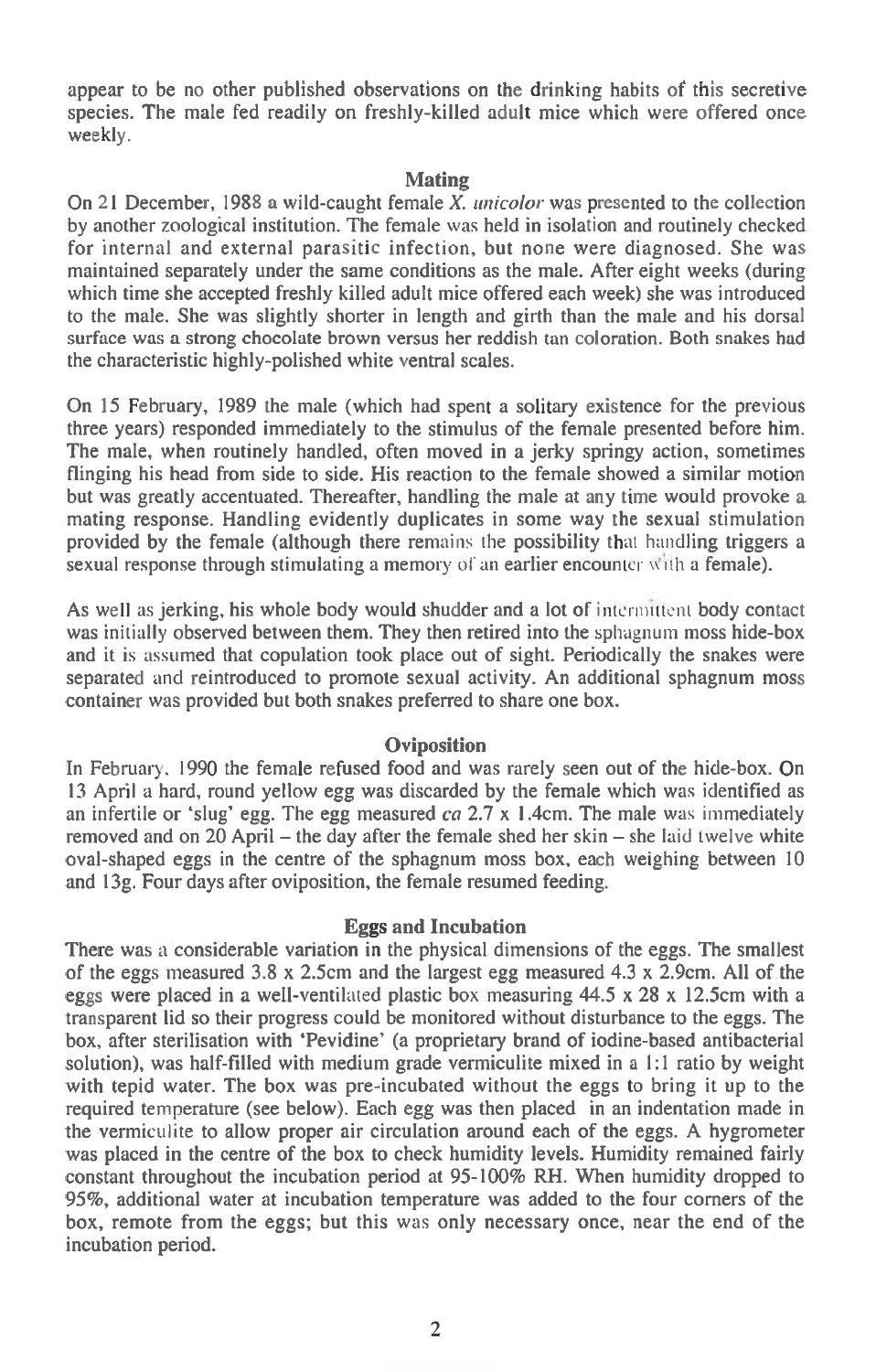appear to be no other published observations on the drinking habits of this secretive species. The male fed readily on freshly-killed adult mice which were offered once weekly.

## Mating

On 21 December, 1988 a wild-caught female *X. unicolor* was presented to the collection by another zoological institution. The female was held in isolation and routinely checked for internal and external parasitic infection, but none were diagnosed. She was maintained separately under the same conditions as the male. After eight weeks (during which time she accepted freshly killed adult mice offered each week) she was introduced to the male. She was slightly shorter in length and girth than the male and his dorsal surface was a strong chocolate brown versus her reddish tan coloration. Both snakes had the characteristic highly-polished white ventral scales.

On 15 February, 1989 the male (which had spent a solitary existence for the previous three years) responded immediately to the stimulus of the female presented before him. The male, when routinely handled, often moved in a jerky springy action, sometimes flinging his head from side to side. His reaction to the female showed a similar motion but was greatly accentuated. Thereafter, handling the male at any time would provoke a mating response. Handling evidently duplicates in some way the sexual stimulation provided by the female (although there remains the possibility that handling triggers a sexual response through stimulating a memory of an earlier encounter with a female).

As well as jerking, his whole body would shudder and a lot of intermittent body contact was initially observed between them. They then retired into the sphagnum moss hide-box and it is assumed that copulation took place out of sight. Periodically the snakes were separated and reintroduced to promote sexual activity. An additional sphagnum moss container was provided but both snakes preferred to share one box.

## Oviposition

In February, 1990 the female refused food and was rarely seen out of the hide-box. On 13 April a hard, round yellow egg was discarded by the female which was identified as an infertile or 'slug' egg. The egg measured *ca* 2.7 x 1.4cm. The male was immediately removed and on 20 April – the day after the female shed her skin – she laid twelve white oval-shaped eggs in the centre of the sphagnum moss box, each weighing between 10 and 13g. Four days after oviposition, the female resumed feeding.

## Eggs and Incubation

There was a considerable variation in the physical dimensions of the eggs. The smallest of the eggs measured 3.8 x 2.5cm and the largest egg measured 4.3 x 2.9cm. All of the eggs were placed in a well-ventilated plastic box measuring 44.5 x 28 x 12.5cm with a transparent lid so their progress could be monitored without disturbance to the eggs. The box, after sterilisation with 'Pevidine' (a proprietary brand of iodine-based antibacterial solution), was half-filled with medium grade vermiculite mixed in a 1:1 ratio by weight with tepid water. The box was pre-incubated without the eggs to bring it up to the required temperature (see below). Each egg was then placed in an indentation made in the vermiculite to allow proper air circulation around each of the eggs. A hygrometer was placed in the centre of the box to check humidity levels. Humidity remained fairly constant throughout the incubation period at 95-100% RH. When humidity dropped to 95%, additional water at incubation temperature was added to the four corners of the box, remote from the eggs; but this was only necessary once, near the end of the incubation period.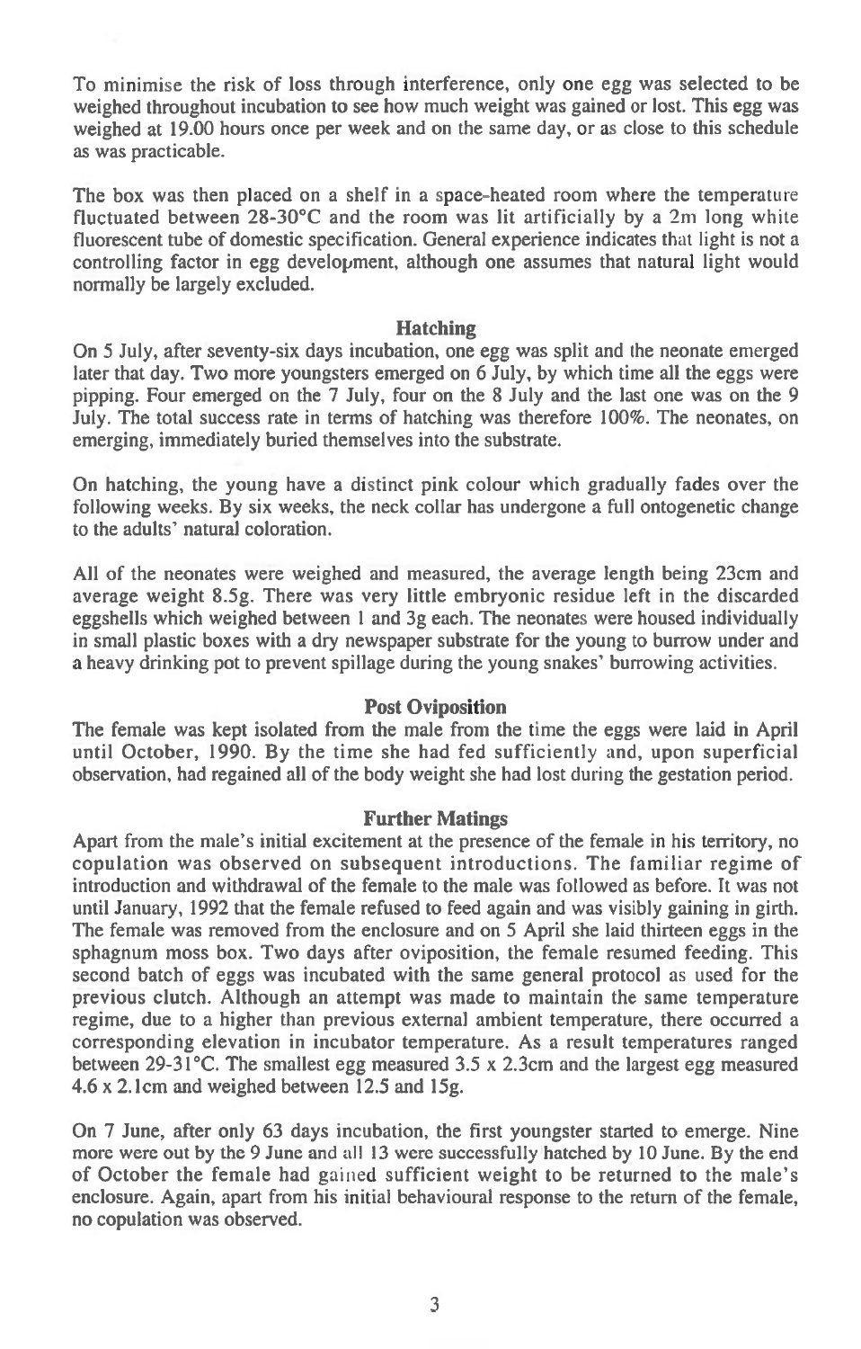To minimise the risk of loss through interference, only one egg was selected to be weighed throughout incubation to see how much weight was gained or lost. This egg was weighed at 19.00 hours once per week and on the same day, or as close to this schedule as was practicable.

The box was then placed on a shelf in a space-heated room where the temperature fluctuated between 28-30°C and the room was lit artificially by a 2m long white fluorescent tube of domestic specification. General experience indicates that light is not a controlling factor in egg development, although one assumes that natural light would normally be largely excluded.

## Hatching

On 5 July, after seventy-six days incubation, one egg was split and the neonate emerged later that day. Two more youngsters emerged on 6 July, by which time all the eggs were pipping. Four emerged on the 7 July, four on the 8 July and the last one was on the 9 July. The total success rate in terms of hatching was therefore 100%. The neonates, on emerging, immediately buried themselves into the substrate.

On hatching, the young have a distinct pink colour which gradually fades over the following weeks. By six weeks, the neck collar has undergone a full ontogenetic change to the adults' natural coloration.

All of the neonates were weighed and measured, the average length being 23cm and average weight 8.5g. There was very little embryonic residue left in the discarded eggshells which weighed between 1 and 3g each. The neonates were housed individually in small plastic boxes with a dry newspaper substrate for the young to burrow under and a heavy drinking pot to prevent spillage during the young snakes' burrowing activities.

## Post Oviposition

The female was kept isolated from the male from the time the eggs were laid in April until October, 1990. By the time she had fed sufficiently and, upon superficial observation, had regained all of the body weight she had lost during the gestation period.

## Further Matings

Apart from the male's initial excitement at the presence of the female in his territory, no copulation was observed on subsequent introductions. The familiar regime of introduction and withdrawal of the female to the male was followed as before. It was not until January, 1992 that the female refused to feed again and was visibly gaining in girth. The female was removed from the enclosure and on 5 April she laid thirteen eggs in the sphagnum moss box. Two days after oviposition, the female resumed feeding. This second batch of eggs was incubated with the same general protocol as used for the previous clutch. Although an attempt was made to maintain the same temperature regime, due to a higher than previous external ambient temperature, there occurred a corresponding elevation in incubator temperature. As a result temperatures ranged between 29-31°C. The smallest egg measured 3.5 x 2.3cm and the largest egg measured 4.6 x 2.1cm and weighed between 12.5 and 15g.

On 7 June, after only 63 days incubation, the first youngster started to emerge. Nine more were out by the 9 June and all 13 were successfully hatched by 10 June. By the end of October the female had gained sufficient weight to be returned to the male's enclosure. Again, apart from his initial behavioural response to the return of the female, no copulation was observed.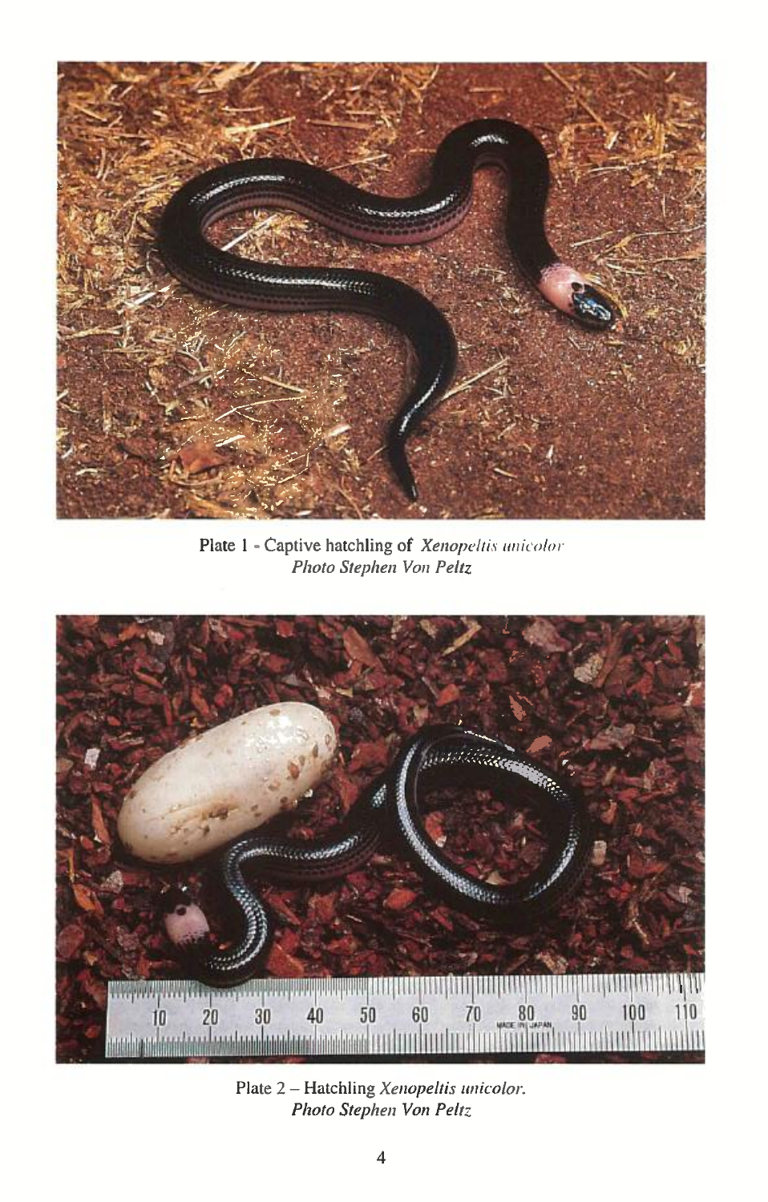Plate 1 - Captive hatchling of *Xenopeltis unicolor*
*Photo Stephen Von Peltz*

Plate 2 – Hatchling *Xenopeltis unicolor*.
*Photo Stephen Von Peltz*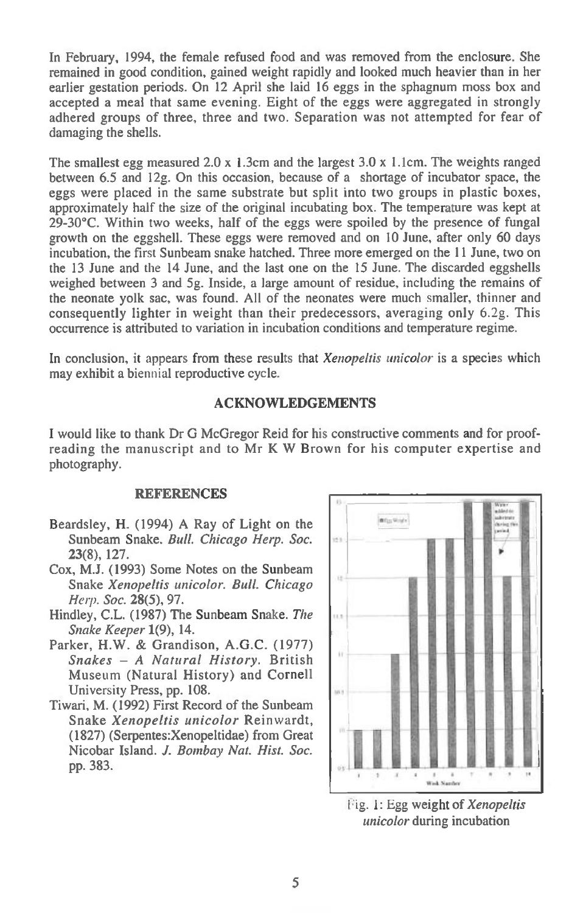In February, 1994, the female refused food and was removed from the enclosure. She remained in good condition, gained weight rapidly and looked much heavier than in her earlier gestation periods. On 12 April she laid 16 eggs in the sphagnum moss box and accepted a meal that same evening. Eight of the eggs were aggregated in strongly adhered groups of three, three and two. Separation was not attempted for fear of damaging the shells.

The smallest egg measured 2.0 x 1.3cm and the largest 3.0 x 1.1cm. The weights ranged between 6.5 and 12g. On this occasion, because of a shortage of incubator space, the eggs were placed in the same substrate but split into two groups in plastic boxes, approximately half the size of the original incubating box. The temperature was kept at 29-30°C. Within two weeks, half of the eggs were spoiled by the presence of fungal growth on the eggshell. These eggs were removed and on 10 June, after only 60 days incubation, the first Sunbeam snake hatched. Three more emerged on the 11 June, two on the 13 June and the 14 June, and the last one on the 15 June. The discarded eggshells weighed between 3 and 5g. Inside, a large amount of residue, including the remains of the neonate yolk sac, was found. All of the neonates were much smaller, thinner and consequently lighter in weight than their predecessors, averaging only 6.2g. This occurrence is attributed to variation in incubation conditions and temperature regime.

In conclusion, it appears from these results that *Xenopeltis unicolor* is a species which may exhibit a biennial reproductive cycle.

## ACKNOWLEDGEMENTS

I would like to thank Dr G McGregor Reid for his constructive comments and for proof-reading the manuscript and to Mr K W Brown for his computer expertise and photography.

## REFERENCES

Beardsley, H. (1994) A Ray of Light on the Sunbeam Snake. *Bull. Chicago Herp. Soc.* **23**(8), 127.

Cox, M.J. (1993) Some Notes on the Sunbeam Snake *Xenopeltis unicolor. Bull. Chicago Herp. Soc.* **28**(5), 97.

Hindley, C.L. (1987) The Sunbeam Snake. *The Snake Keeper* **1**(9), 14.

Parker, H.W. & Grandison, A.G.C. (1977) *Snakes – A Natural History.* British Museum (Natural History) and Cornell University Press, pp. 108.

Tiwari, M. (1992) First Record of the Sunbeam Snake *Xenopeltis unicolor* Reinwardt, (1827) (Serpentes:Xenopeltidae) from Great Nicobar Island. *J. Bombay Nat. Hist. Soc.* pp. 383.

Egg Weight

Water added to substrate during this period

Week Number

Fig. 1: Egg weight of *Xenopeltis unicolor* during incubation